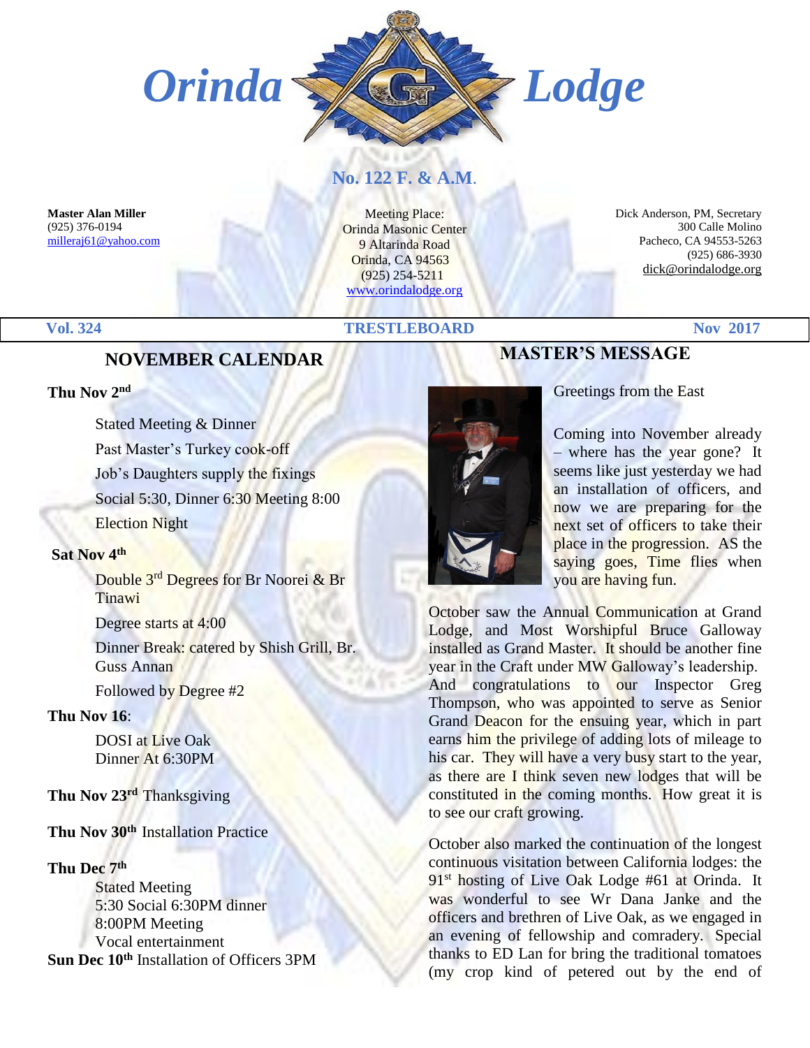# Orinda Lodge

## No. 122 F. & A.M.

**Master Alan Miller**
(925) 376-0194
milleraj61@yahoo.com

Meeting Place:
Orinda Masonic Center
9 Altarinda Road
Orinda, CA 94563
(925) 254-5211
www.orindalodge.org

Dick Anderson, PM, Secretary
300 Calle Molino
Pacheco, CA 94553-5263
(925) 686-3930
dick@orindalodge.org

**Vol. 324** | **TRESTLEBOARD** | **Nov 2017**

## NOVEMBER CALENDAR

**Thu Nov 2nd**

Stated Meeting & Dinner
Past Master's Turkey cook-off
Job's Daughters supply the fixings
Social 5:30, Dinner 6:30 Meeting 8:00
Election Night

**Sat Nov 4th**

Double 3rd Degrees for Br Noorei & Br Tinawi
Degree starts at 4:00
Dinner Break: catered by Shish Grill, Br. Guss Annan
Followed by Degree #2

**Thu Nov 16**:

DOSI at Live Oak
Dinner At 6:30PM

**Thu Nov 23rd** Thanksgiving

**Thu Nov 30th** Installation Practice

**Thu Dec 7th**

Stated Meeting
5:30 Social 6:30PM dinner
8:00PM Meeting
Vocal entertainment

**Sun Dec 10th** Installation of Officers 3PM

## MASTER'S MESSAGE

Greetings from the East

Coming into November already – where has the year gone? It seems like just yesterday we had an installation of officers, and now we are preparing for the next set of officers to take their place in the progression. AS the saying goes, Time flies when you are having fun.

October saw the Annual Communication at Grand Lodge, and Most Worshipful Bruce Galloway installed as Grand Master. It should be another fine year in the Craft under MW Galloway's leadership. And congratulations to our Inspector Greg Thompson, who was appointed to serve as Senior Grand Deacon for the ensuing year, which in part earns him the privilege of adding lots of mileage to his car. They will have a very busy start to the year, as there are I think seven new lodges that will be constituted in the coming months. How great it is to see our craft growing.

October also marked the continuation of the longest continuous visitation between California lodges: the 91st hosting of Live Oak Lodge #61 at Orinda. It was wonderful to see Wr Dana Janke and the officers and brethren of Live Oak, as we engaged in an evening of fellowship and comradery. Special thanks to ED Lan for bring the traditional tomatoes (my crop kind of petered out by the end of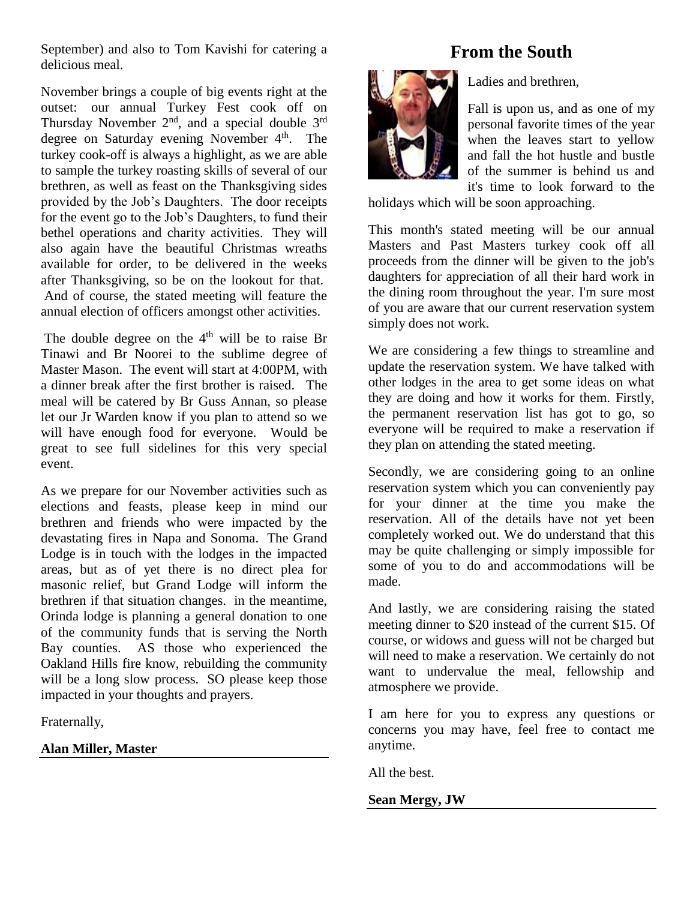September) and also to Tom Kavishi for catering a delicious meal.

November brings a couple of big events right at the outset: our annual Turkey Fest cook off on Thursday November 2nd, and a special double 3rd degree on Saturday evening November 4th. The turkey cook-off is always a highlight, as we are able to sample the turkey roasting skills of several of our brethren, as well as feast on the Thanksgiving sides provided by the Job's Daughters. The door receipts for the event go to the Job's Daughters, to fund their bethel operations and charity activities. They will also again have the beautiful Christmas wreaths available for order, to be delivered in the weeks after Thanksgiving, so be on the lookout for that. And of course, the stated meeting will feature the annual election of officers amongst other activities.

The double degree on the 4th will be to raise Br Tinawi and Br Noorei to the sublime degree of Master Mason. The event will start at 4:00PM, with a dinner break after the first brother is raised. The meal will be catered by Br Guss Annan, so please let our Jr Warden know if you plan to attend so we will have enough food for everyone. Would be great to see full sidelines for this very special event.

As we prepare for our November activities such as elections and feasts, please keep in mind our brethren and friends who were impacted by the devastating fires in Napa and Sonoma. The Grand Lodge is in touch with the lodges in the impacted areas, but as of yet there is no direct plea for masonic relief, but Grand Lodge will inform the brethren if that situation changes. in the meantime, Orinda lodge is planning a general donation to one of the community funds that is serving the North Bay counties. AS those who experienced the Oakland Hills fire know, rebuilding the community will be a long slow process. SO please keep those impacted in your thoughts and prayers.

Fraternally,

**Alan Miller, Master**

## From the South

Ladies and brethren,

Fall is upon us, and as one of my personal favorite times of the year when the leaves start to yellow and fall the hot hustle and bustle of the summer is behind us and it's time to look forward to the holidays which will be soon approaching.

This month's stated meeting will be our annual Masters and Past Masters turkey cook off all proceeds from the dinner will be given to the job's daughters for appreciation of all their hard work in the dining room throughout the year. I'm sure most of you are aware that our current reservation system simply does not work.

We are considering a few things to streamline and update the reservation system. We have talked with other lodges in the area to get some ideas on what they are doing and how it works for them. Firstly, the permanent reservation list has got to go, so everyone will be required to make a reservation if they plan on attending the stated meeting.

Secondly, we are considering going to an online reservation system which you can conveniently pay for your dinner at the time you make the reservation. All of the details have not yet been completely worked out. We do understand that this may be quite challenging or simply impossible for some of you to do and accommodations will be made.

And lastly, we are considering raising the stated meeting dinner to $20 instead of the current $15. Of course, or widows and guess will not be charged but will need to make a reservation. We certainly do not want to undervalue the meal, fellowship and atmosphere we provide.

I am here for you to express any questions or concerns you may have, feel free to contact me anytime.

All the best.

**Sean Mergy, JW**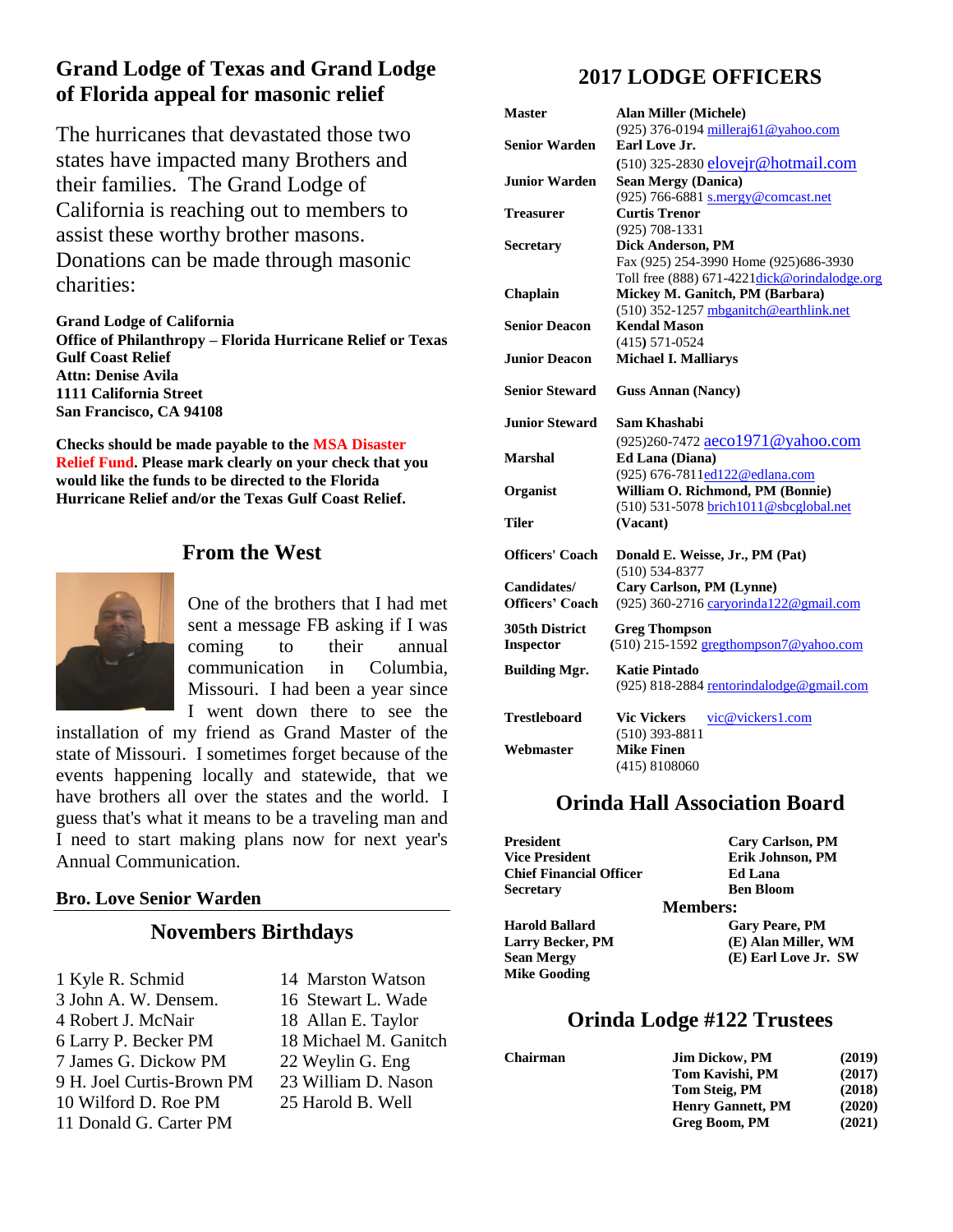## Grand Lodge of Texas and Grand Lodge of Florida appeal for masonic relief

The hurricanes that devastated those two states have impacted many Brothers and their families. The Grand Lodge of California is reaching out to members to assist these worthy brother masons. Donations can be made through masonic charities:

**Grand Lodge of California**
**Office of Philanthropy – Florida Hurricane Relief or Texas Gulf Coast Relief**
**Attn: Denise Avila**
**1111 California Street**
**San Francisco, CA 94108**

**Checks should be made payable to the MSA Disaster Relief Fund. Please mark clearly on your check that you would like the funds to be directed to the Florida Hurricane Relief and/or the Texas Gulf Coast Relief.**

## From the West

One of the brothers that I had met sent a message FB asking if I was coming to their annual communication in Columbia, Missouri. I had been a year since I went down there to see the installation of my friend as Grand Master of the state of Missouri. I sometimes forget because of the events happening locally and statewide, that we have brothers all over the states and the world. I guess that's what it means to be a traveling man and I need to start making plans now for next year's Annual Communication.

**Bro. Love Senior Warden**

## Novembers Birthdays

1 Kyle R. Schmid
3 John A. W. Densem.
4 Robert J. McNair
6 Larry P. Becker PM
7 James G. Dickow PM
9 H. Joel Curtis-Brown PM
10 Wilford D. Roe PM
11 Donald G. Carter PM
14 Marston Watson
16 Stewart L. Wade
18 Allan E. Taylor
18 Michael M. Ganitch
22 Weylin G. Eng
23 William D. Nason
25 Harold B. Well

## 2017 LODGE OFFICERS

| | |
|---|---|
| **Master** | **Alan Miller (Michele)** (925) 376-0194 milleraj61@yahoo.com |
| **Senior Warden** | **Earl Love Jr.** (510) 325-2830 elovejr@hotmail.com |
| **Junior Warden** | **Sean Mergy (Danica)** (925) 766-6881 s.mergy@comcast.net |
| **Treasurer** | **Curtis Trenor** (925) 708-1331 |
| **Secretary** | **Dick Anderson, PM** Fax (925) 254-3990 Home (925)686-3930 Toll free (888) 671-4221dick@orindalodge.org |
| **Chaplain** | **Mickey M. Ganitch, PM (Barbara)** (510) 352-1257 mbganitch@earthlink.net |
| **Senior Deacon** | **Kendal Mason** (415) 571-0524 |
| **Junior Deacon** | **Michael I. Malliarys** |
| **Senior Steward** | **Guss Annan (Nancy)** |
| **Junior Steward** | **Sam Khashabi** (925)260-7472 aeco1971@yahoo.com |
| **Marshal** | **Ed Lana (Diana)** (925) 676-7811ed122@edlana.com |
| **Organist** | **William O. Richmond, PM (Bonnie)** (510) 531-5078 brich1011@sbcglobal.net |
| **Tiler** | **(Vacant)** |
| **Officers' Coach** | **Donald E. Weisse, Jr., PM (Pat)** (510) 534-8377 |
| **Candidates/ Officers' Coach** | **Cary Carlson, PM (Lynne)** (925) 360-2716 caryorinda122@gmail.com |
| **305th District Inspector** | **Greg Thompson** (510) 215-1592 gregthompson7@yahoo.com |
| **Building Mgr.** | **Katie Pintado** (925) 818-2884 rentorindalodge@gmail.com |
| **Trestleboard** | **Vic Vickers** vic@vickers1.com (510) 393-8811 |
| **Webmaster** | **Mike Finen** (415) 8108060 |

## Orinda Hall Association Board

| | |
|---|---|
| **President** | **Cary Carlson, PM** |
| **Vice President** | **Erik Johnson, PM** |
| **Chief Financial Officer** | **Ed Lana** |
| **Secretary** | **Ben Bloom** |

**Members:**

| | |
|---|---|
| **Harold Ballard** | **Gary Peare, PM** |
| **Larry Becker, PM** | **(E) Alan Miller, WM** |
| **Sean Mergy** | **(E) Earl Love Jr. SW** |
| **Mike Gooding** | |

## Orinda Lodge #122 Trustees

| | | |
|---|---|---|
| **Chairman** | **Jim Dickow, PM** | **(2019)** |
| | **Tom Kavishi, PM** | **(2017)** |
| | **Tom Steig, PM** | **(2018)** |
| | **Henry Gannett, PM** | **(2020)** |
| | **Greg Boom, PM** | **(2021)** |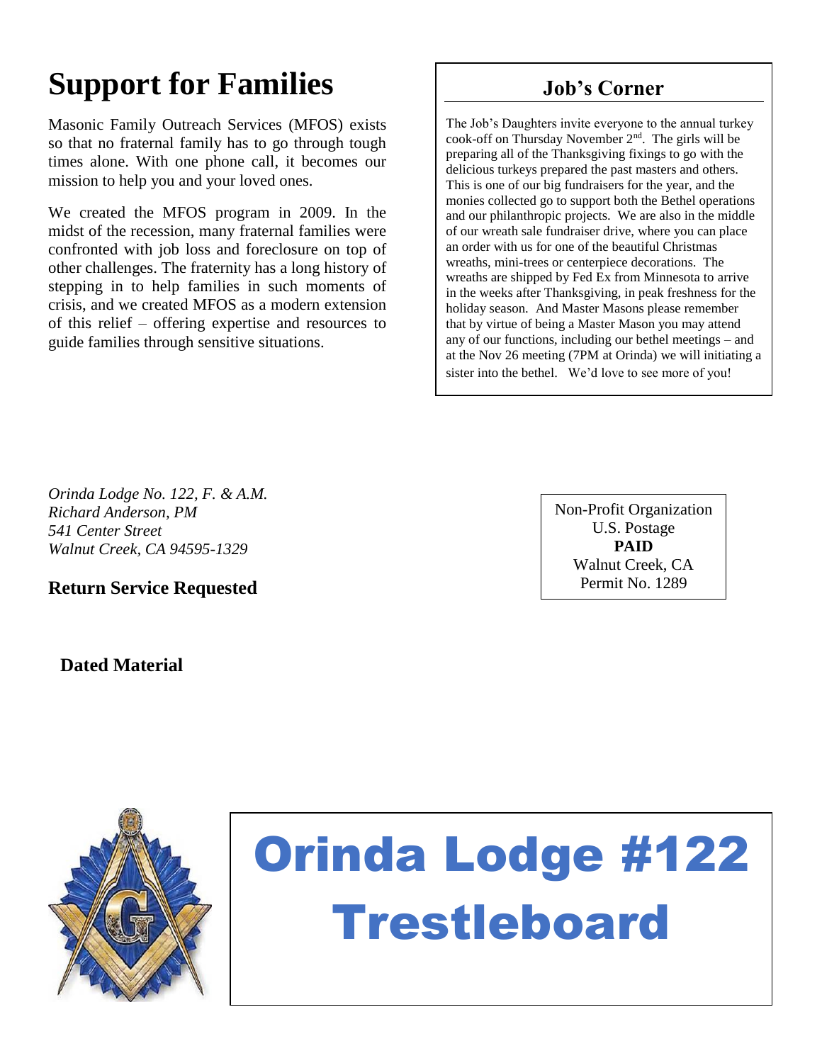# Support for Families

Masonic Family Outreach Services (MFOS) exists so that no fraternal family has to go through tough times alone. With one phone call, it becomes our mission to help you and your loved ones.

We created the MFOS program in 2009. In the midst of the recession, many fraternal families were confronted with job loss and foreclosure on top of other challenges. The fraternity has a long history of stepping in to help families in such moments of crisis, and we created MFOS as a modern extension of this relief – offering expertise and resources to guide families through sensitive situations.

## Job's Corner

The Job's Daughters invite everyone to the annual turkey cook-off on Thursday November 2nd. The girls will be preparing all of the Thanksgiving fixings to go with the delicious turkeys prepared the past masters and others. This is one of our big fundraisers for the year, and the monies collected go to support both the Bethel operations and our philanthropic projects. We are also in the middle of our wreath sale fundraiser drive, where you can place an order with us for one of the beautiful Christmas wreaths, mini-trees or centerpiece decorations. The wreaths are shipped by Fed Ex from Minnesota to arrive in the weeks after Thanksgiving, in peak freshness for the holiday season. And Master Masons please remember that by virtue of being a Master Mason you may attend any of our functions, including our bethel meetings – and at the Nov 26 meeting (7PM at Orinda) we will initiating a sister into the bethel. We'd love to see more of you!

*Orinda Lodge No. 122, F. & A.M.*
*Richard Anderson, PM*
*541 Center Street*
*Walnut Creek, CA 94595-1329*

**Return Service Requested**

Non-Profit Organization
U.S. Postage
**PAID**
Walnut Creek, CA
Permit No. 1289

**Dated Material**

# Orinda Lodge #122 Trestleboard